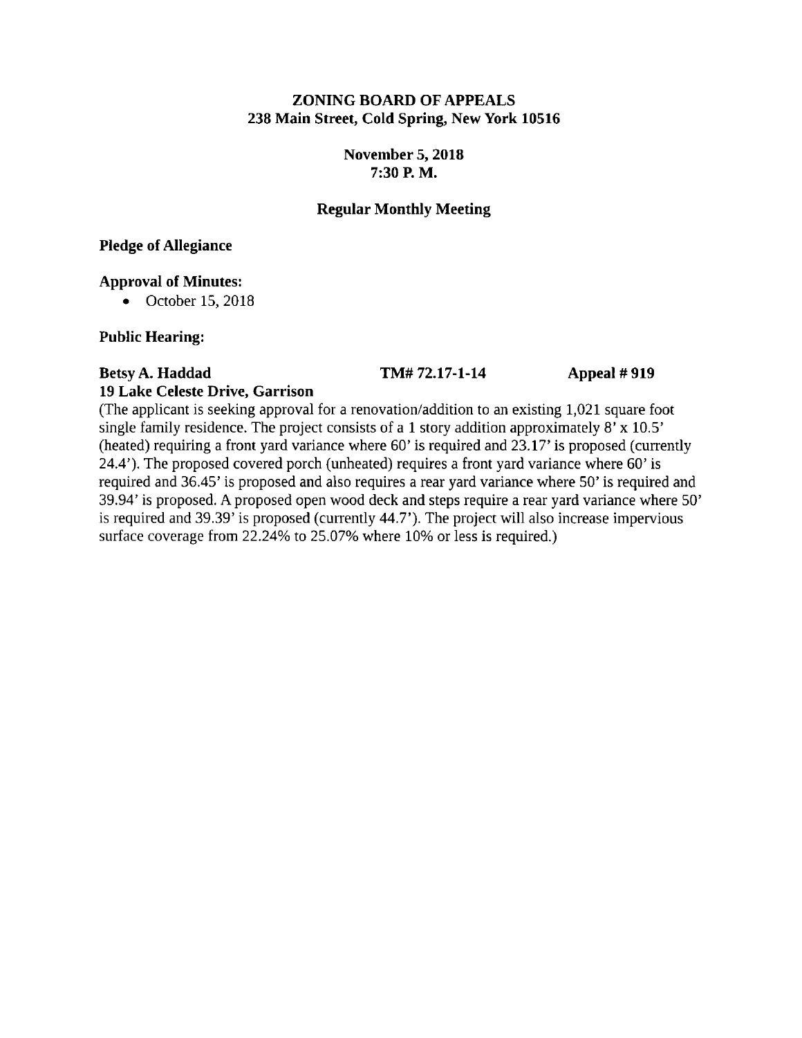**ZONING BOARD OF APPEALS**
**238 Main Street, Cold Spring, New York 10516**

**November 5, 2018**
**7:30 P. M.**

**Regular Monthly Meeting**

**Pledge of Allegiance**

**Approval of Minutes:**

- October 15, 2018

**Public Hearing:**

**Betsy A. Haddad** **TM# 72.17-1-14** **Appeal # 919**
**19 Lake Celeste Drive, Garrison**

(The applicant is seeking approval for a renovation/addition to an existing 1,021 square foot single family residence. The project consists of a 1 story addition approximately 8' x 10.5' (heated) requiring a front yard variance where 60' is required and 23.17' is proposed (currently 24.4'). The proposed covered porch (unheated) requires a front yard variance where 60' is required and 36.45' is proposed and also requires a rear yard variance where 50' is required and 39.94' is proposed. A proposed open wood deck and steps require a rear yard variance where 50' is required and 39.39' is proposed (currently 44.7'). The project will also increase impervious surface coverage from 22.24% to 25.07% where 10% or less is required.)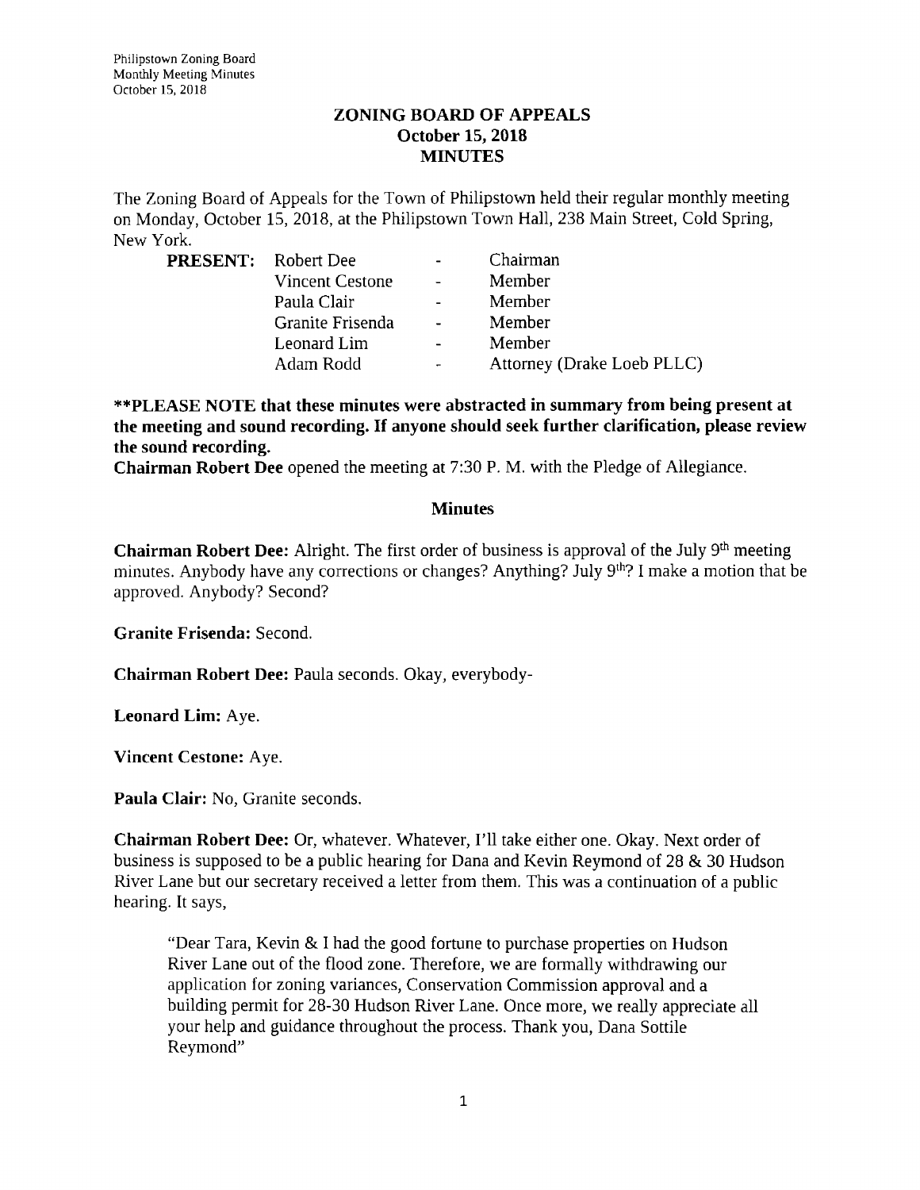## ZONING BOARD OF APPEALS
## October 15, 2018
## MINUTES

The Zoning Board of Appeals for the Town of Philipstown held their regular monthly meeting on Monday, October 15, 2018, at the Philipstown Town Hall, 238 Main Street, Cold Spring, New York.

| **PRESENT:** | Robert Dee | - | Chairman |
|---|---|---|---|
| | Vincent Cestone | - | Member |
| | Paula Clair | - | Member |
| | Granite Frisenda | - | Member |
| | Leonard Lim | - | Member |
| | Adam Rodd | - | Attorney (Drake Loeb PLLC) |

**\*\*PLEASE NOTE that these minutes were abstracted in summary from being present at the meeting and sound recording. If anyone should seek further clarification, please review the sound recording.**

**Chairman Robert Dee** opened the meeting at 7:30 P. M. with the Pledge of Allegiance.

### Minutes

**Chairman Robert Dee:** Alright. The first order of business is approval of the July 9th meeting minutes. Anybody have any corrections or changes? Anything? July 9th? I make a motion that be approved. Anybody? Second?

**Granite Frisenda:** Second.

**Chairman Robert Dee:** Paula seconds. Okay, everybody-

**Leonard Lim:** Aye.

**Vincent Cestone:** Aye.

**Paula Clair:** No, Granite seconds.

**Chairman Robert Dee:** Or, whatever. Whatever, I'll take either one. Okay. Next order of business is supposed to be a public hearing for Dana and Kevin Reymond of 28 & 30 Hudson River Lane but our secretary received a letter from them. This was a continuation of a public hearing. It says,

> "Dear Tara, Kevin & I had the good fortune to purchase properties on Hudson River Lane out of the flood zone. Therefore, we are formally withdrawing our application for zoning variances, Conservation Commission approval and a building permit for 28-30 Hudson River Lane. Once more, we really appreciate all your help and guidance throughout the process. Thank you, Dana Sottile Reymond"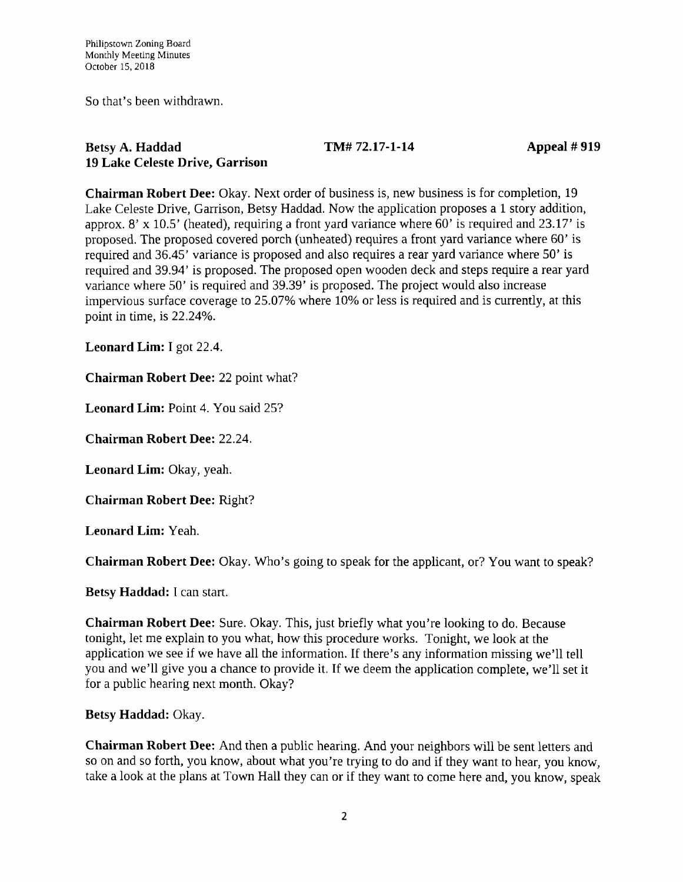So that's been withdrawn.

**Betsy A. Haddad** **TM# 72.17-1-14** **Appeal # 919**
**19 Lake Celeste Drive, Garrison**

**Chairman Robert Dee:** Okay. Next order of business is, new business is for completion, 19 Lake Celeste Drive, Garrison, Betsy Haddad. Now the application proposes a 1 story addition, approx. 8' x 10.5' (heated), requiring a front yard variance where 60' is required and 23.17' is proposed. The proposed covered porch (unheated) requires a front yard variance where 60' is required and 36.45' variance is proposed and also requires a rear yard variance where 50' is required and 39.94' is proposed. The proposed open wooden deck and steps require a rear yard variance where 50' is required and 39.39' is proposed. The project would also increase impervious surface coverage to 25.07% where 10% or less is required and is currently, at this point in time, is 22.24%.

**Leonard Lim:** I got 22.4.

**Chairman Robert Dee:** 22 point what?

**Leonard Lim:** Point 4. You said 25?

**Chairman Robert Dee:** 22.24.

**Leonard Lim:** Okay, yeah.

**Chairman Robert Dee:** Right?

**Leonard Lim:** Yeah.

**Chairman Robert Dee:** Okay. Who's going to speak for the applicant, or? You want to speak?

**Betsy Haddad:** I can start.

**Chairman Robert Dee:** Sure. Okay. This, just briefly what you're looking to do. Because tonight, let me explain to you what, how this procedure works. Tonight, we look at the application we see if we have all the information. If there's any information missing we'll tell you and we'll give you a chance to provide it. If we deem the application complete, we'll set it for a public hearing next month. Okay?

**Betsy Haddad:** Okay.

**Chairman Robert Dee:** And then a public hearing. And your neighbors will be sent letters and so on and so forth, you know, about what you're trying to do and if they want to hear, you know, take a look at the plans at Town Hall they can or if they want to come here and, you know, speak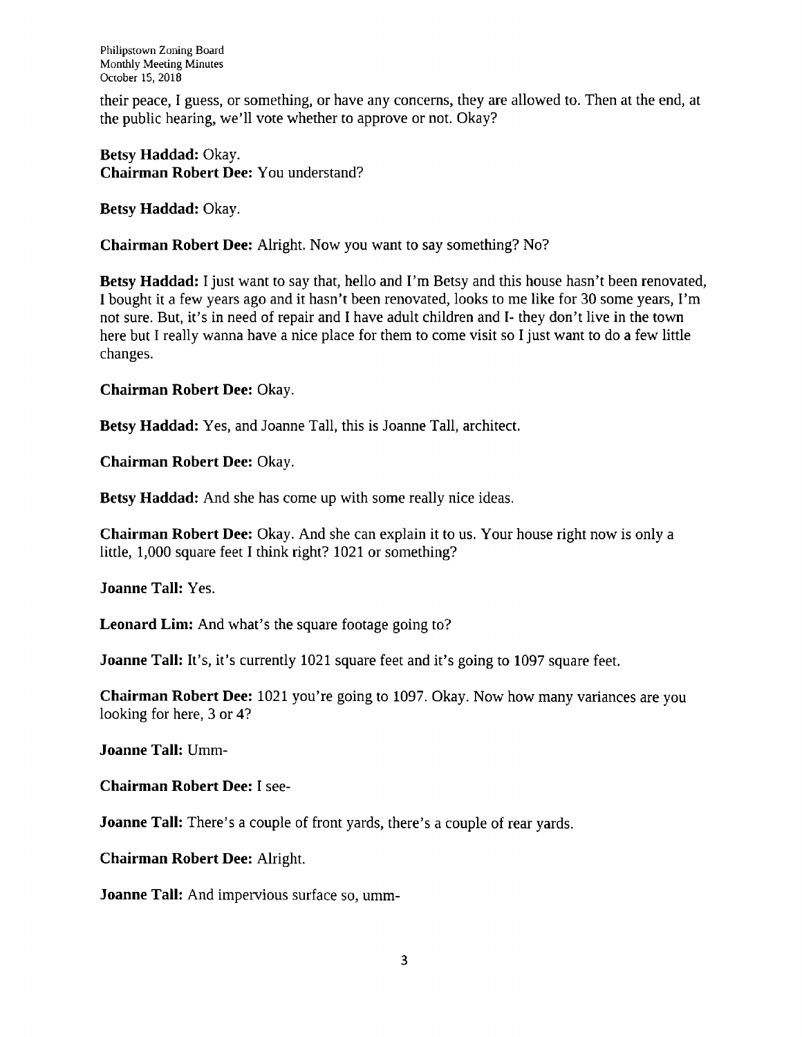their peace, I guess, or something, or have any concerns, they are allowed to. Then at the end, at the public hearing, we'll vote whether to approve or not. Okay?

**Betsy Haddad:** Okay.
**Chairman Robert Dee:** You understand?

**Betsy Haddad:** Okay.

**Chairman Robert Dee:** Alright. Now you want to say something? No?

**Betsy Haddad:** I just want to say that, hello and I'm Betsy and this house hasn't been renovated, I bought it a few years ago and it hasn't been renovated, looks to me like for 30 some years, I'm not sure. But, it's in need of repair and I have adult children and I- they don't live in the town here but I really wanna have a nice place for them to come visit so I just want to do a few little changes.

**Chairman Robert Dee:** Okay.

**Betsy Haddad:** Yes, and Joanne Tall, this is Joanne Tall, architect.

**Chairman Robert Dee:** Okay.

**Betsy Haddad:** And she has come up with some really nice ideas.

**Chairman Robert Dee:** Okay. And she can explain it to us. Your house right now is only a little, 1,000 square feet I think right? 1021 or something?

**Joanne Tall:** Yes.

**Leonard Lim:** And what's the square footage going to?

**Joanne Tall:** It's, it's currently 1021 square feet and it's going to 1097 square feet.

**Chairman Robert Dee:** 1021 you're going to 1097. Okay. Now how many variances are you looking for here, 3 or 4?

**Joanne Tall:** Umm-

**Chairman Robert Dee:** I see-

**Joanne Tall:** There's a couple of front yards, there's a couple of rear yards.

**Chairman Robert Dee:** Alright.

**Joanne Tall:** And impervious surface so, umm-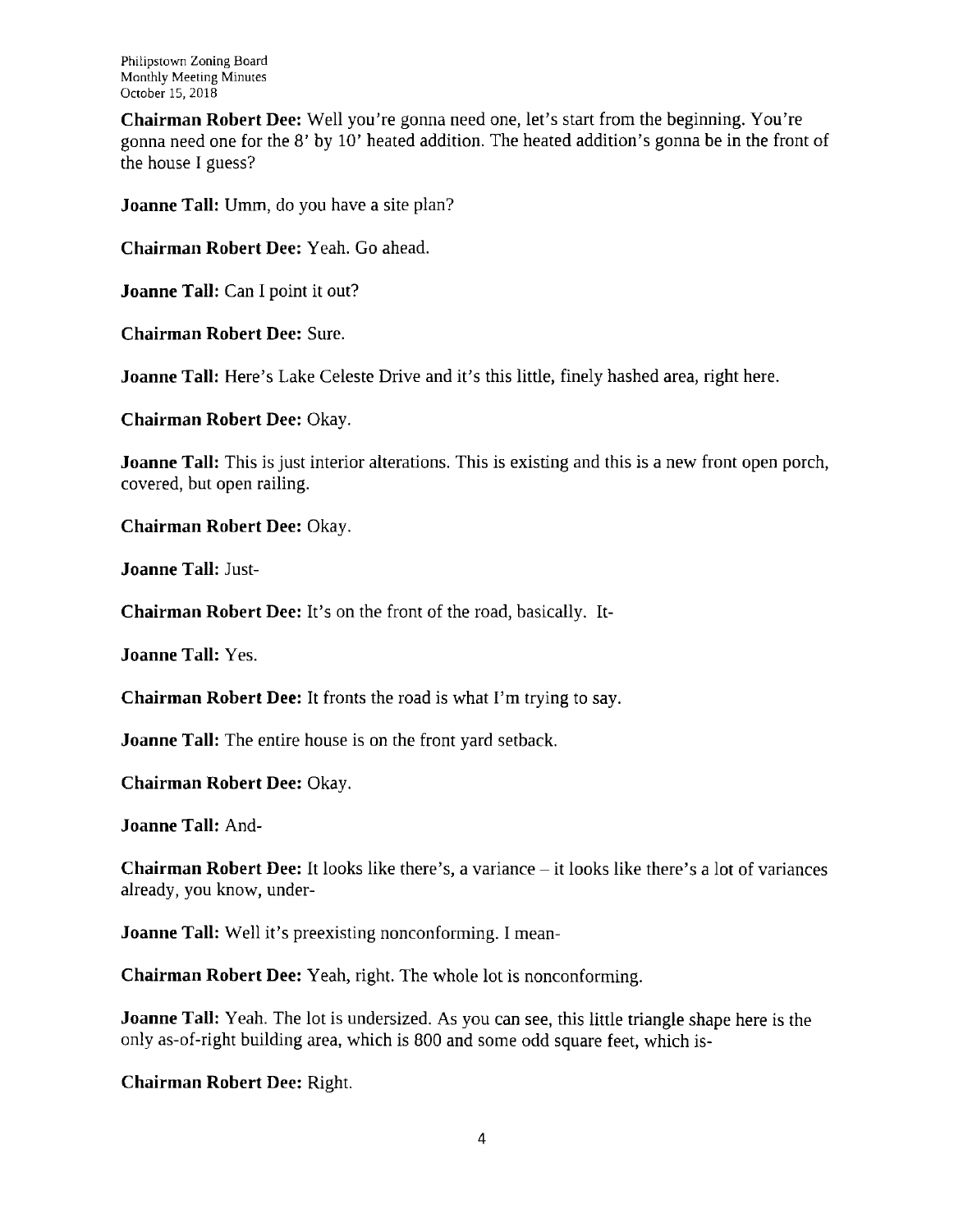**Chairman Robert Dee:** Well you're gonna need one, let's start from the beginning. You're gonna need one for the 8' by 10' heated addition. The heated addition's gonna be in the front of the house I guess?

**Joanne Tall:** Umm, do you have a site plan?

**Chairman Robert Dee:** Yeah. Go ahead.

**Joanne Tall:** Can I point it out?

**Chairman Robert Dee:** Sure.

**Joanne Tall:** Here's Lake Celeste Drive and it's this little, finely hashed area, right here.

**Chairman Robert Dee:** Okay.

**Joanne Tall:** This is just interior alterations. This is existing and this is a new front open porch, covered, but open railing.

**Chairman Robert Dee:** Okay.

**Joanne Tall:** Just-

**Chairman Robert Dee:** It's on the front of the road, basically. It-

**Joanne Tall:** Yes.

**Chairman Robert Dee:** It fronts the road is what I'm trying to say.

**Joanne Tall:** The entire house is on the front yard setback.

**Chairman Robert Dee:** Okay.

**Joanne Tall:** And-

**Chairman Robert Dee:** It looks like there's, a variance – it looks like there's a lot of variances already, you know, under-

**Joanne Tall:** Well it's preexisting nonconforming. I mean-

**Chairman Robert Dee:** Yeah, right. The whole lot is nonconforming.

**Joanne Tall:** Yeah. The lot is undersized. As you can see, this little triangle shape here is the only as-of-right building area, which is 800 and some odd square feet, which is-

**Chairman Robert Dee:** Right.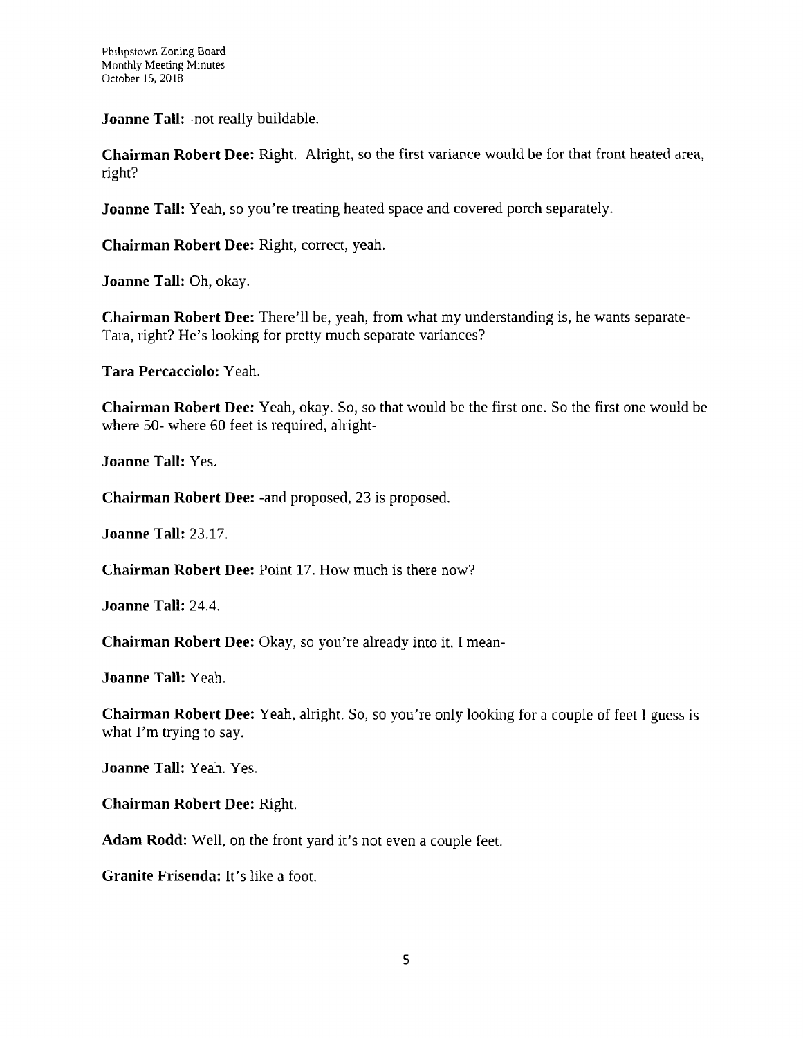**Joanne Tall:** -not really buildable.

**Chairman Robert Dee:** Right. Alright, so the first variance would be for that front heated area, right?

**Joanne Tall:** Yeah, so you're treating heated space and covered porch separately.

**Chairman Robert Dee:** Right, correct, yeah.

**Joanne Tall:** Oh, okay.

**Chairman Robert Dee:** There'll be, yeah, from what my understanding is, he wants separate- Tara, right? He's looking for pretty much separate variances?

**Tara Percacciolo:** Yeah.

**Chairman Robert Dee:** Yeah, okay. So, so that would be the first one. So the first one would be where 50- where 60 feet is required, alright-

**Joanne Tall:** Yes.

**Chairman Robert Dee:** -and proposed, 23 is proposed.

**Joanne Tall:** 23.17.

**Chairman Robert Dee:** Point 17. How much is there now?

**Joanne Tall:** 24.4.

**Chairman Robert Dee:** Okay, so you're already into it. I mean-

**Joanne Tall:** Yeah.

**Chairman Robert Dee:** Yeah, alright. So, so you're only looking for a couple of feet I guess is what I'm trying to say.

**Joanne Tall:** Yeah. Yes.

**Chairman Robert Dee:** Right.

**Adam Rodd:** Well, on the front yard it's not even a couple feet.

**Granite Frisenda:** It's like a foot.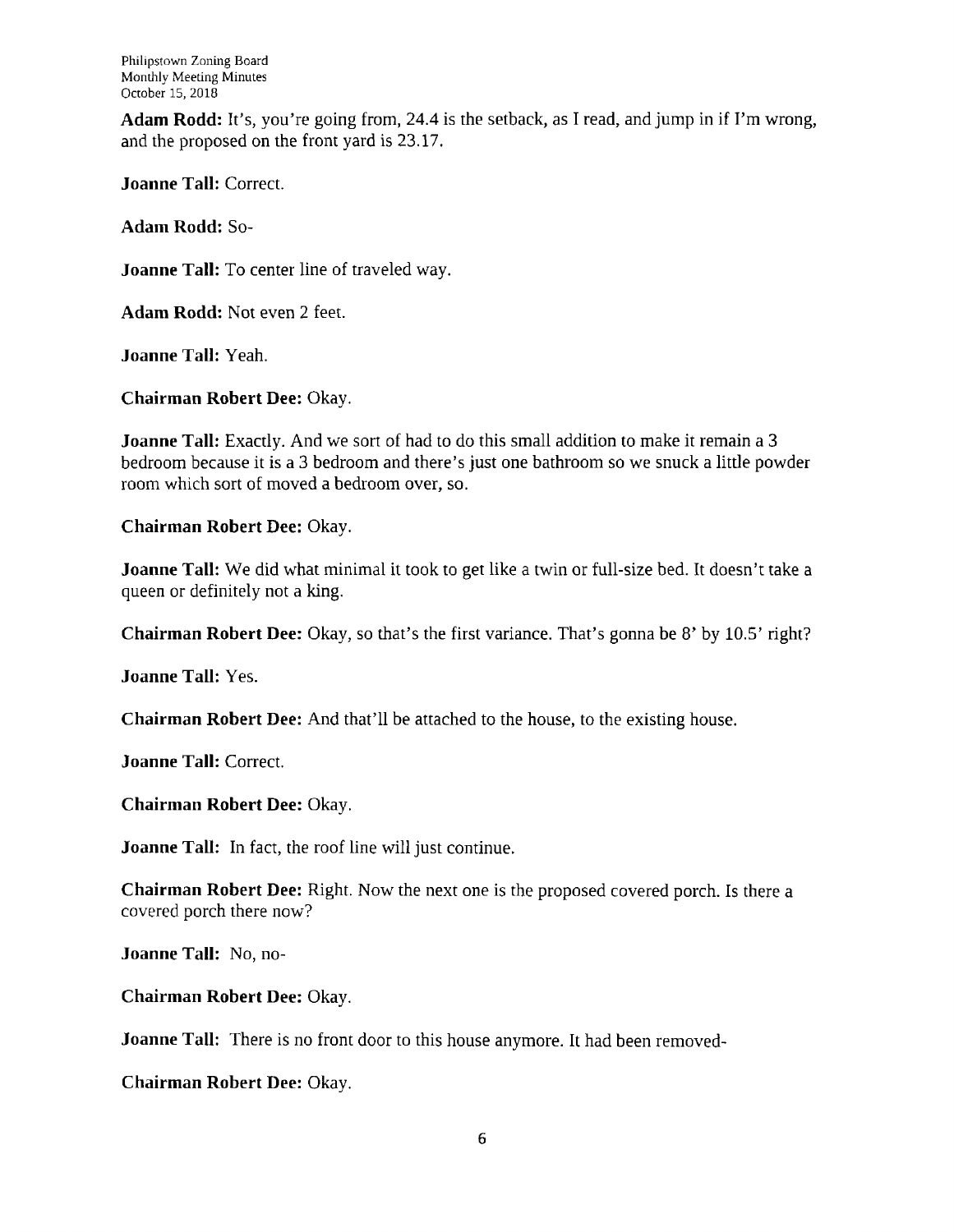**Adam Rodd:** It's, you're going from, 24.4 is the setback, as I read, and jump in if I'm wrong, and the proposed on the front yard is 23.17.

**Joanne Tall:** Correct.

**Adam Rodd:** So-

**Joanne Tall:** To center line of traveled way.

**Adam Rodd:** Not even 2 feet.

**Joanne Tall:** Yeah.

**Chairman Robert Dee:** Okay.

**Joanne Tall:** Exactly. And we sort of had to do this small addition to make it remain a 3 bedroom because it is a 3 bedroom and there's just one bathroom so we snuck a little powder room which sort of moved a bedroom over, so.

**Chairman Robert Dee:** Okay.

**Joanne Tall:** We did what minimal it took to get like a twin or full-size bed. It doesn't take a queen or definitely not a king.

**Chairman Robert Dee:** Okay, so that's the first variance. That's gonna be 8' by 10.5' right?

**Joanne Tall:** Yes.

**Chairman Robert Dee:** And that'll be attached to the house, to the existing house.

**Joanne Tall:** Correct.

**Chairman Robert Dee:** Okay.

**Joanne Tall:** In fact, the roof line will just continue.

**Chairman Robert Dee:** Right. Now the next one is the proposed covered porch. Is there a covered porch there now?

**Joanne Tall:** No, no-

**Chairman Robert Dee:** Okay.

**Joanne Tall:** There is no front door to this house anymore. It had been removed-

**Chairman Robert Dee:** Okay.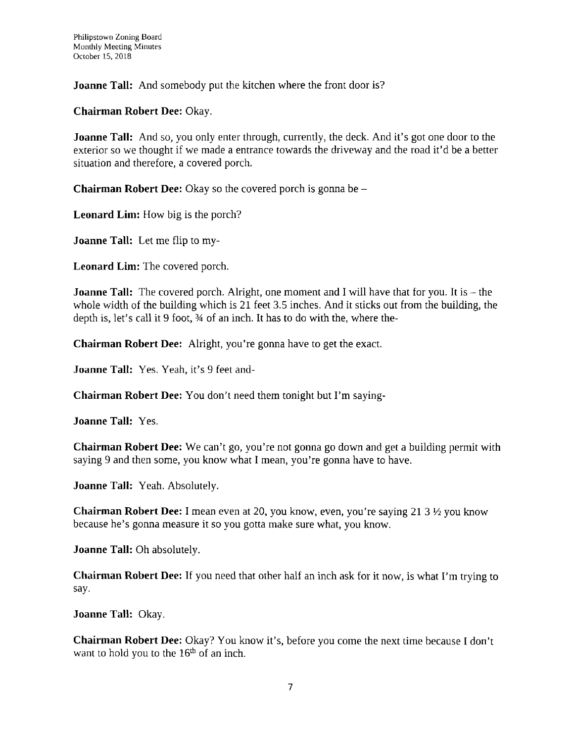**Joanne Tall:** And somebody put the kitchen where the front door is?

**Chairman Robert Dee:** Okay.

**Joanne Tall:** And so, you only enter through, currently, the deck. And it's got one door to the exterior so we thought if we made a entrance towards the driveway and the road it'd be a better situation and therefore, a covered porch.

**Chairman Robert Dee:** Okay so the covered porch is gonna be –

**Leonard Lim:** How big is the porch?

**Joanne Tall:** Let me flip to my-

**Leonard Lim:** The covered porch.

**Joanne Tall:** The covered porch. Alright, one moment and I will have that for you. It is – the whole width of the building which is 21 feet 3.5 inches. And it sticks out from the building, the depth is, let's call it 9 foot, ¾ of an inch. It has to do with the, where the-

**Chairman Robert Dee:** Alright, you're gonna have to get the exact.

**Joanne Tall:** Yes. Yeah, it's 9 feet and-

**Chairman Robert Dee:** You don't need them tonight but I'm saying-

**Joanne Tall:** Yes.

**Chairman Robert Dee:** We can't go, you're not gonna go down and get a building permit with saying 9 and then some, you know what I mean, you're gonna have to have.

**Joanne Tall:** Yeah. Absolutely.

**Chairman Robert Dee:** I mean even at 20, you know, even, you're saying 21 3 ½ you know because he's gonna measure it so you gotta make sure what, you know.

**Joanne Tall:** Oh absolutely.

**Chairman Robert Dee:** If you need that other half an inch ask for it now, is what I'm trying to say.

**Joanne Tall:** Okay.

**Chairman Robert Dee:** Okay? You know it's, before you come the next time because I don't want to hold you to the 16th of an inch.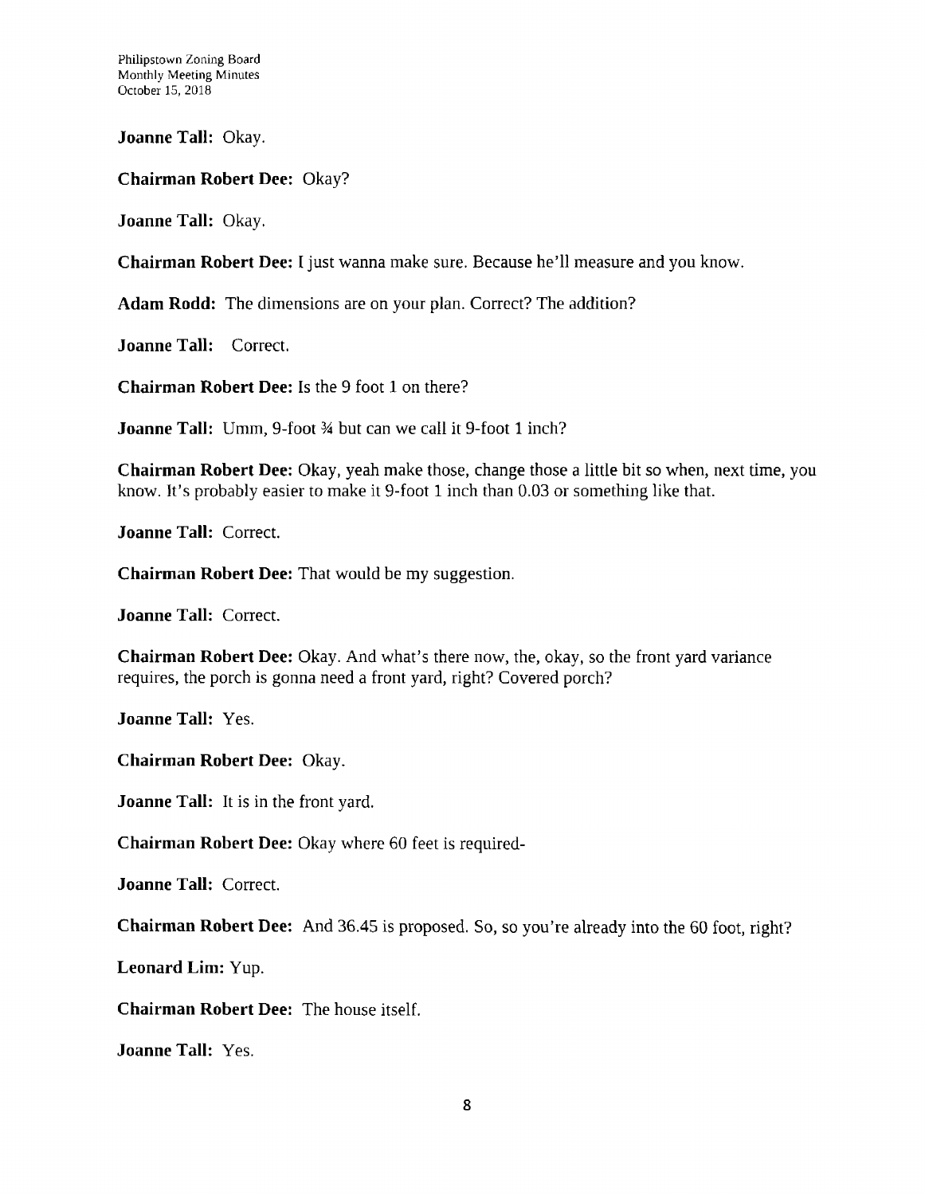**Joanne Tall:** Okay.

**Chairman Robert Dee:** Okay?

**Joanne Tall:** Okay.

**Chairman Robert Dee:** I just wanna make sure. Because he'll measure and you know.

**Adam Rodd:** The dimensions are on your plan. Correct? The addition?

**Joanne Tall:** Correct.

**Chairman Robert Dee:** Is the 9 foot 1 on there?

**Joanne Tall:** Umm, 9-foot ¾ but can we call it 9-foot 1 inch?

**Chairman Robert Dee:** Okay, yeah make those, change those a little bit so when, next time, you know. It's probably easier to make it 9-foot 1 inch than 0.03 or something like that.

**Joanne Tall:** Correct.

**Chairman Robert Dee:** That would be my suggestion.

**Joanne Tall:** Correct.

**Chairman Robert Dee:** Okay. And what's there now, the, okay, so the front yard variance requires, the porch is gonna need a front yard, right? Covered porch?

**Joanne Tall:** Yes.

**Chairman Robert Dee:** Okay.

**Joanne Tall:** It is in the front yard.

**Chairman Robert Dee:** Okay where 60 feet is required-

**Joanne Tall:** Correct.

**Chairman Robert Dee:** And 36.45 is proposed. So, so you're already into the 60 foot, right?

**Leonard Lim:** Yup.

**Chairman Robert Dee:** The house itself.

**Joanne Tall:** Yes.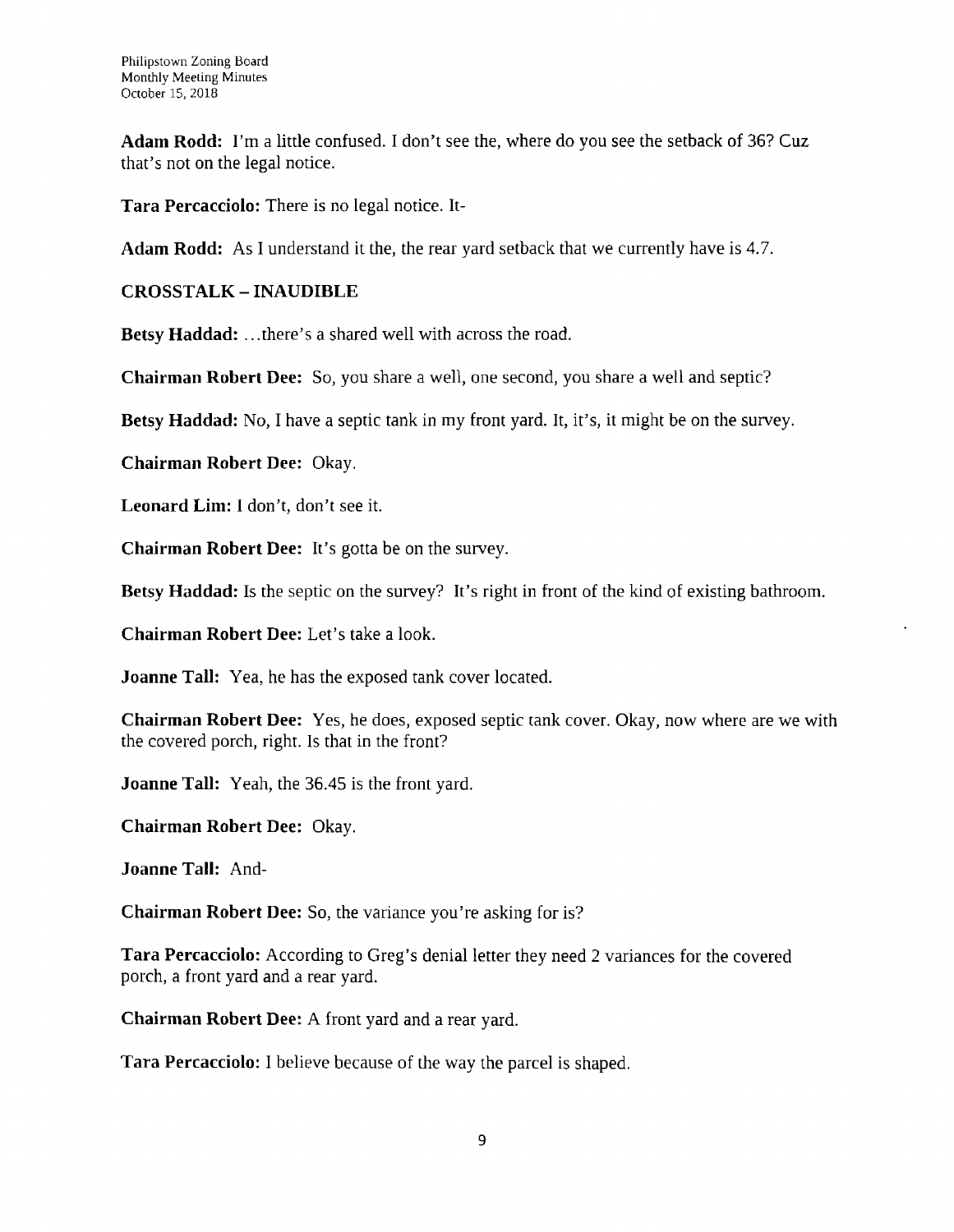**Adam Rodd:** I'm a little confused. I don't see the, where do you see the setback of 36? Cuz that's not on the legal notice.

**Tara Percacciolo:** There is no legal notice. It-

**Adam Rodd:** As I understand it the, the rear yard setback that we currently have is 4.7.

**CROSSTALK – INAUDIBLE**

**Betsy Haddad:** …there's a shared well with across the road.

**Chairman Robert Dee:** So, you share a well, one second, you share a well and septic?

**Betsy Haddad:** No, I have a septic tank in my front yard. It, it's, it might be on the survey.

**Chairman Robert Dee:** Okay.

**Leonard Lim:** I don't, don't see it.

**Chairman Robert Dee:** It's gotta be on the survey.

**Betsy Haddad:** Is the septic on the survey? It's right in front of the kind of existing bathroom.

**Chairman Robert Dee:** Let's take a look.

**Joanne Tall:** Yea, he has the exposed tank cover located.

**Chairman Robert Dee:** Yes, he does, exposed septic tank cover. Okay, now where are we with the covered porch, right. Is that in the front?

**Joanne Tall:** Yeah, the 36.45 is the front yard.

**Chairman Robert Dee:** Okay.

**Joanne Tall:** And-

**Chairman Robert Dee:** So, the variance you're asking for is?

**Tara Percacciolo:** According to Greg's denial letter they need 2 variances for the covered porch, a front yard and a rear yard.

**Chairman Robert Dee:** A front yard and a rear yard.

**Tara Percacciolo:** I believe because of the way the parcel is shaped.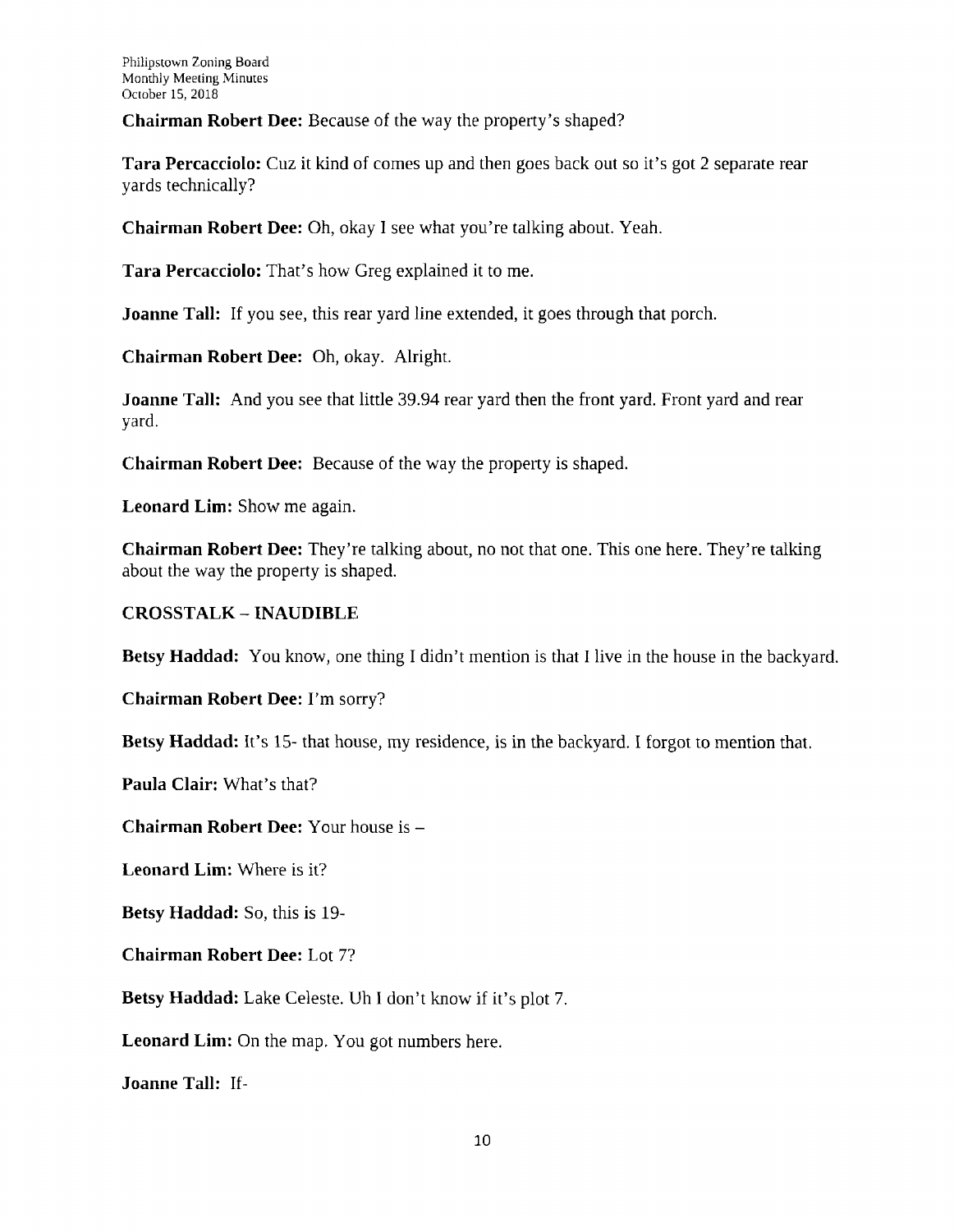**Chairman Robert Dee:** Because of the way the property's shaped?

**Tara Percacciolo:** Cuz it kind of comes up and then goes back out so it's got 2 separate rear yards technically?

**Chairman Robert Dee:** Oh, okay I see what you're talking about. Yeah.

**Tara Percacciolo:** That's how Greg explained it to me.

**Joanne Tall:** If you see, this rear yard line extended, it goes through that porch.

**Chairman Robert Dee:** Oh, okay. Alright.

**Joanne Tall:** And you see that little 39.94 rear yard then the front yard. Front yard and rear yard.

**Chairman Robert Dee:** Because of the way the property is shaped.

**Leonard Lim:** Show me again.

**Chairman Robert Dee:** They're talking about, no not that one. This one here. They're talking about the way the property is shaped.

**CROSSTALK – INAUDIBLE**

**Betsy Haddad:** You know, one thing I didn't mention is that I live in the house in the backyard.

**Chairman Robert Dee:** I'm sorry?

**Betsy Haddad:** It's 15- that house, my residence, is in the backyard. I forgot to mention that.

**Paula Clair:** What's that?

**Chairman Robert Dee:** Your house is –

**Leonard Lim:** Where is it?

**Betsy Haddad:** So, this is 19-

**Chairman Robert Dee:** Lot 7?

**Betsy Haddad:** Lake Celeste. Uh I don't know if it's plot 7.

**Leonard Lim:** On the map. You got numbers here.

**Joanne Tall:** If-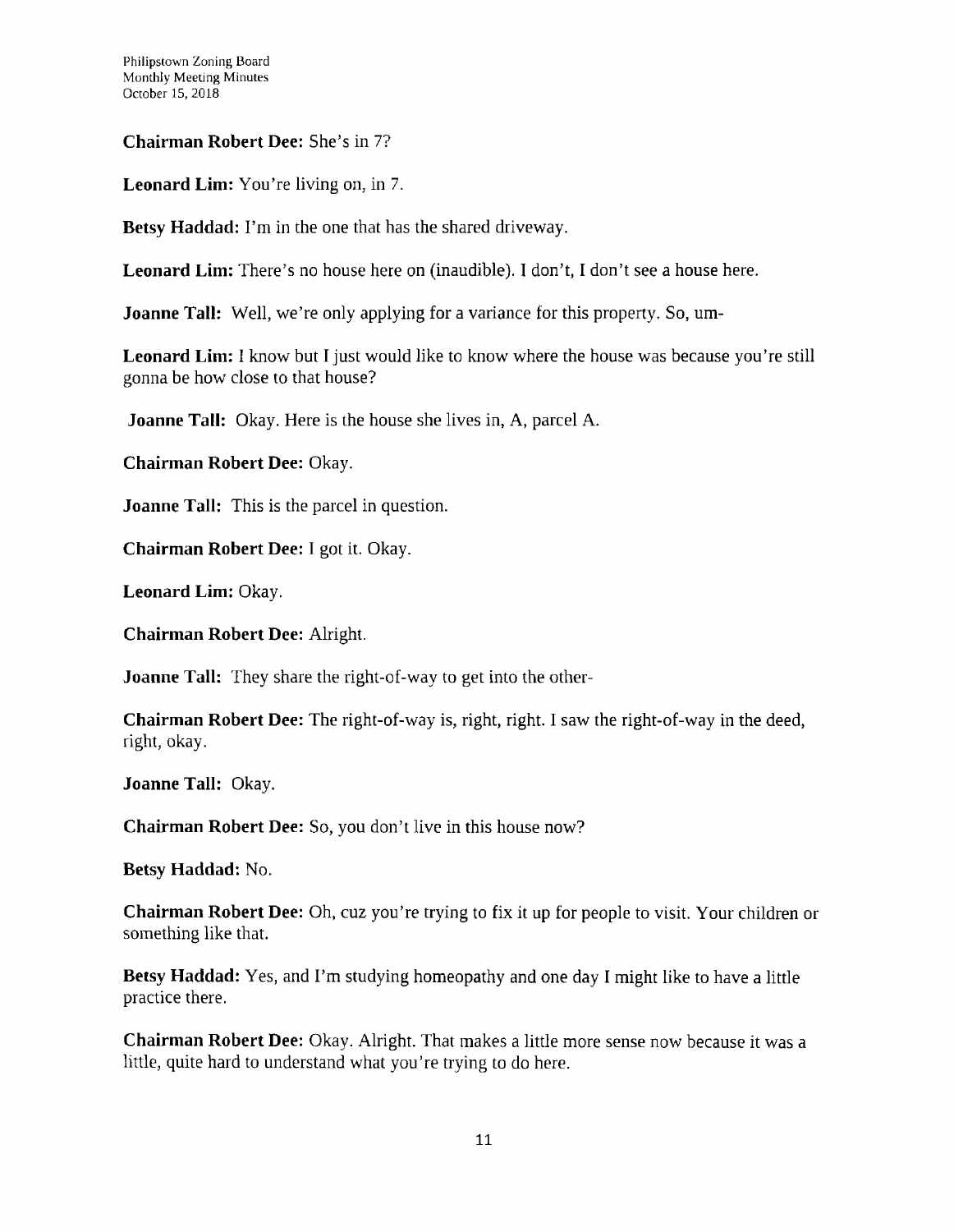**Chairman Robert Dee:** She's in 7?

**Leonard Lim:** You're living on, in 7.

**Betsy Haddad:** I'm in the one that has the shared driveway.

**Leonard Lim:** There's no house here on (inaudible). I don't, I don't see a house here.

**Joanne Tall:** Well, we're only applying for a variance for this property. So, um-

**Leonard Lim:** I know but I just would like to know where the house was because you're still gonna be how close to that house?

**Joanne Tall:** Okay. Here is the house she lives in, A, parcel A.

**Chairman Robert Dee:** Okay.

**Joanne Tall:** This is the parcel in question.

**Chairman Robert Dee:** I got it. Okay.

**Leonard Lim:** Okay.

**Chairman Robert Dee:** Alright.

**Joanne Tall:** They share the right-of-way to get into the other-

**Chairman Robert Dee:** The right-of-way is, right, right. I saw the right-of-way in the deed, right, okay.

**Joanne Tall:** Okay.

**Chairman Robert Dee:** So, you don't live in this house now?

**Betsy Haddad:** No.

**Chairman Robert Dee:** Oh, cuz you're trying to fix it up for people to visit. Your children or something like that.

**Betsy Haddad:** Yes, and I'm studying homeopathy and one day I might like to have a little practice there.

**Chairman Robert Dee:** Okay. Alright. That makes a little more sense now because it was a little, quite hard to understand what you're trying to do here.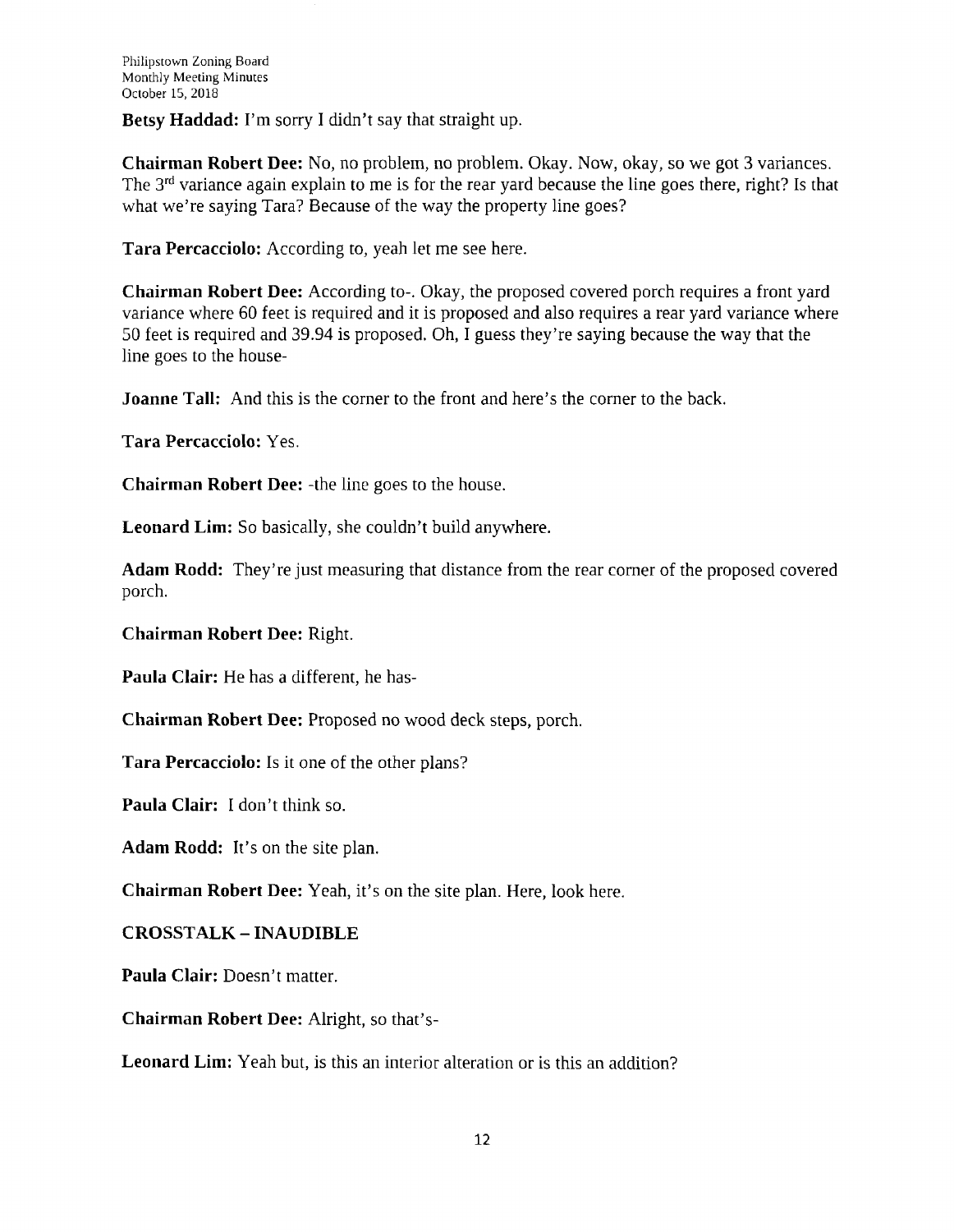**Betsy Haddad:** I'm sorry I didn't say that straight up.

**Chairman Robert Dee:** No, no problem, no problem. Okay. Now, okay, so we got 3 variances. The 3rd variance again explain to me is for the rear yard because the line goes there, right? Is that what we're saying Tara? Because of the way the property line goes?

**Tara Percacciolo:** According to, yeah let me see here.

**Chairman Robert Dee:** According to-. Okay, the proposed covered porch requires a front yard variance where 60 feet is required and it is proposed and also requires a rear yard variance where 50 feet is required and 39.94 is proposed. Oh, I guess they're saying because the way that the line goes to the house-

**Joanne Tall:** And this is the corner to the front and here's the corner to the back.

**Tara Percacciolo:** Yes.

**Chairman Robert Dee:** -the line goes to the house.

**Leonard Lim:** So basically, she couldn't build anywhere.

**Adam Rodd:** They're just measuring that distance from the rear corner of the proposed covered porch.

**Chairman Robert Dee:** Right.

**Paula Clair:** He has a different, he has-

**Chairman Robert Dee:** Proposed no wood deck steps, porch.

**Tara Percacciolo:** Is it one of the other plans?

**Paula Clair:** I don't think so.

**Adam Rodd:** It's on the site plan.

**Chairman Robert Dee:** Yeah, it's on the site plan. Here, look here.

**CROSSTALK – INAUDIBLE**

**Paula Clair:** Doesn't matter.

**Chairman Robert Dee:** Alright, so that's-

**Leonard Lim:** Yeah but, is this an interior alteration or is this an addition?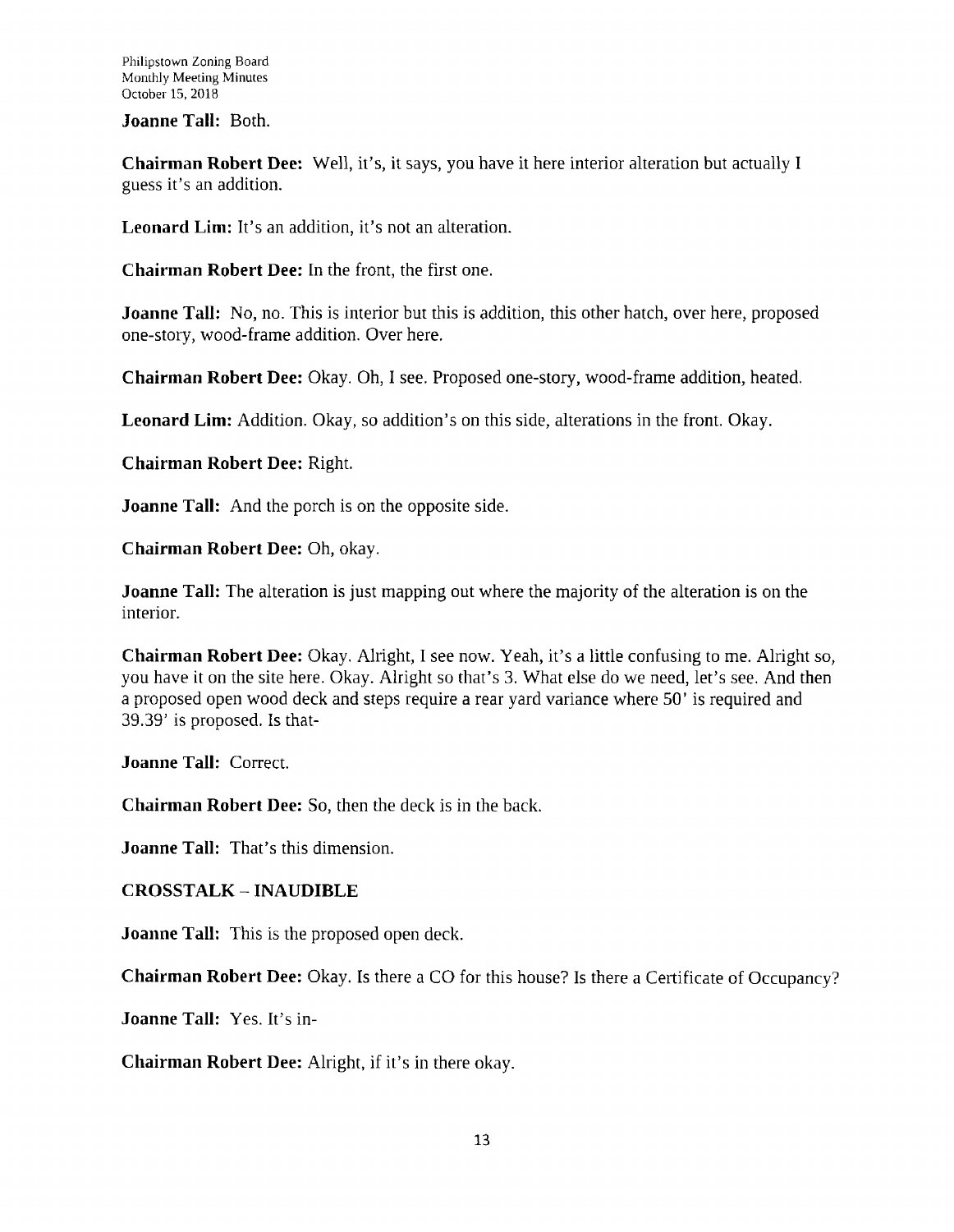**Joanne Tall:** Both.

**Chairman Robert Dee:** Well, it's, it says, you have it here interior alteration but actually I guess it's an addition.

**Leonard Lim:** It's an addition, it's not an alteration.

**Chairman Robert Dee:** In the front, the first one.

**Joanne Tall:** No, no. This is interior but this is addition, this other hatch, over here, proposed one-story, wood-frame addition. Over here.

**Chairman Robert Dee:** Okay. Oh, I see. Proposed one-story, wood-frame addition, heated.

**Leonard Lim:** Addition. Okay, so addition's on this side, alterations in the front. Okay.

**Chairman Robert Dee:** Right.

**Joanne Tall:** And the porch is on the opposite side.

**Chairman Robert Dee:** Oh, okay.

**Joanne Tall:** The alteration is just mapping out where the majority of the alteration is on the interior.

**Chairman Robert Dee:** Okay. Alright, I see now. Yeah, it's a little confusing to me. Alright so, you have it on the site here. Okay. Alright so that's 3. What else do we need, let's see. And then a proposed open wood deck and steps require a rear yard variance where 50' is required and 39.39' is proposed. Is that-

**Joanne Tall:** Correct.

**Chairman Robert Dee:** So, then the deck is in the back.

**Joanne Tall:** That's this dimension.

**CROSSTALK – INAUDIBLE**

**Joanne Tall:** This is the proposed open deck.

**Chairman Robert Dee:** Okay. Is there a CO for this house? Is there a Certificate of Occupancy?

**Joanne Tall:** Yes. It's in-

**Chairman Robert Dee:** Alright, if it's in there okay.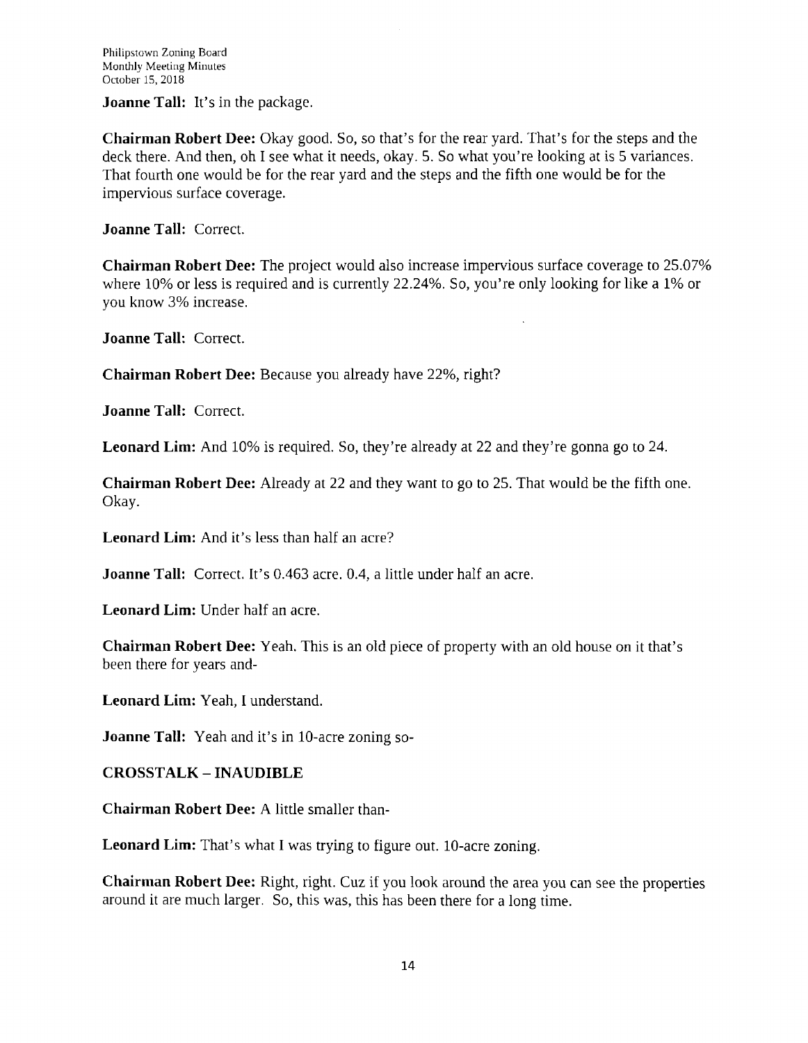**Joanne Tall:** It's in the package.

**Chairman Robert Dee:** Okay good. So, so that's for the rear yard. That's for the steps and the deck there. And then, oh I see what it needs, okay. 5. So what you're looking at is 5 variances. That fourth one would be for the rear yard and the steps and the fifth one would be for the impervious surface coverage.

**Joanne Tall:** Correct.

**Chairman Robert Dee:** The project would also increase impervious surface coverage to 25.07% where 10% or less is required and is currently 22.24%. So, you're only looking for like a 1% or you know 3% increase.

**Joanne Tall:** Correct.

**Chairman Robert Dee:** Because you already have 22%, right?

**Joanne Tall:** Correct.

**Leonard Lim:** And 10% is required. So, they're already at 22 and they're gonna go to 24.

**Chairman Robert Dee:** Already at 22 and they want to go to 25. That would be the fifth one. Okay.

**Leonard Lim:** And it's less than half an acre?

**Joanne Tall:** Correct. It's 0.463 acre. 0.4, a little under half an acre.

**Leonard Lim:** Under half an acre.

**Chairman Robert Dee:** Yeah. This is an old piece of property with an old house on it that's been there for years and-

**Leonard Lim:** Yeah, I understand.

**Joanne Tall:** Yeah and it's in 10-acre zoning so-

**CROSSTALK – INAUDIBLE**

**Chairman Robert Dee:** A little smaller than-

**Leonard Lim:** That's what I was trying to figure out. 10-acre zoning.

**Chairman Robert Dee:** Right, right. Cuz if you look around the area you can see the properties around it are much larger. So, this was, this has been there for a long time.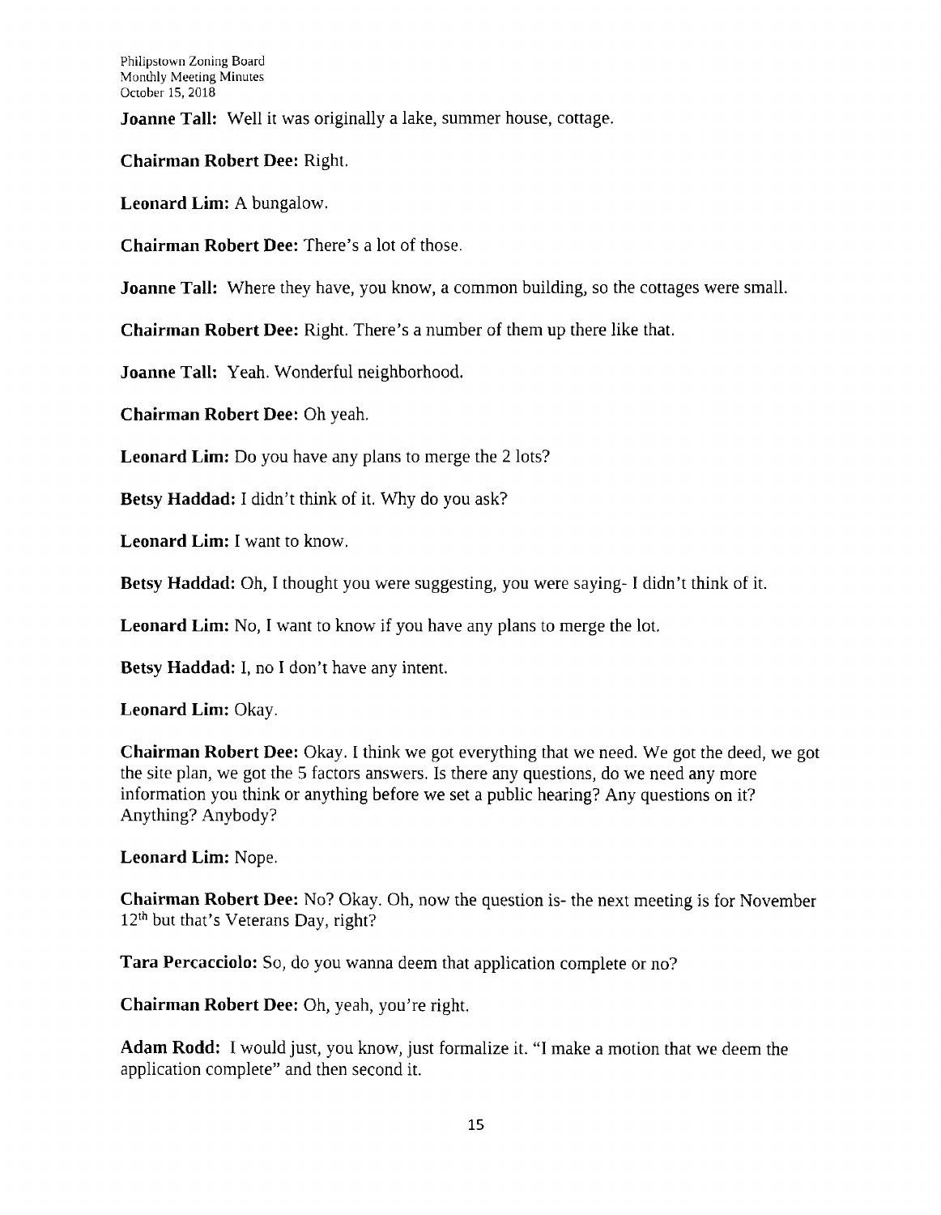**Joanne Tall:** Well it was originally a lake, summer house, cottage.

**Chairman Robert Dee:** Right.

**Leonard Lim:** A bungalow.

**Chairman Robert Dee:** There's a lot of those.

**Joanne Tall:** Where they have, you know, a common building, so the cottages were small.

**Chairman Robert Dee:** Right. There's a number of them up there like that.

**Joanne Tall:** Yeah. Wonderful neighborhood.

**Chairman Robert Dee:** Oh yeah.

**Leonard Lim:** Do you have any plans to merge the 2 lots?

**Betsy Haddad:** I didn't think of it. Why do you ask?

**Leonard Lim:** I want to know.

**Betsy Haddad:** Oh, I thought you were suggesting, you were saying- I didn't think of it.

**Leonard Lim:** No, I want to know if you have any plans to merge the lot.

**Betsy Haddad:** I, no I don't have any intent.

**Leonard Lim:** Okay.

**Chairman Robert Dee:** Okay. I think we got everything that we need. We got the deed, we got the site plan, we got the 5 factors answers. Is there any questions, do we need any more information you think or anything before we set a public hearing? Any questions on it? Anything? Anybody?

**Leonard Lim:** Nope.

**Chairman Robert Dee:** No? Okay. Oh, now the question is- the next meeting is for November 12th but that's Veterans Day, right?

**Tara Percacciolo:** So, do you wanna deem that application complete or no?

**Chairman Robert Dee:** Oh, yeah, you're right.

**Adam Rodd:** I would just, you know, just formalize it. "I make a motion that we deem the application complete" and then second it.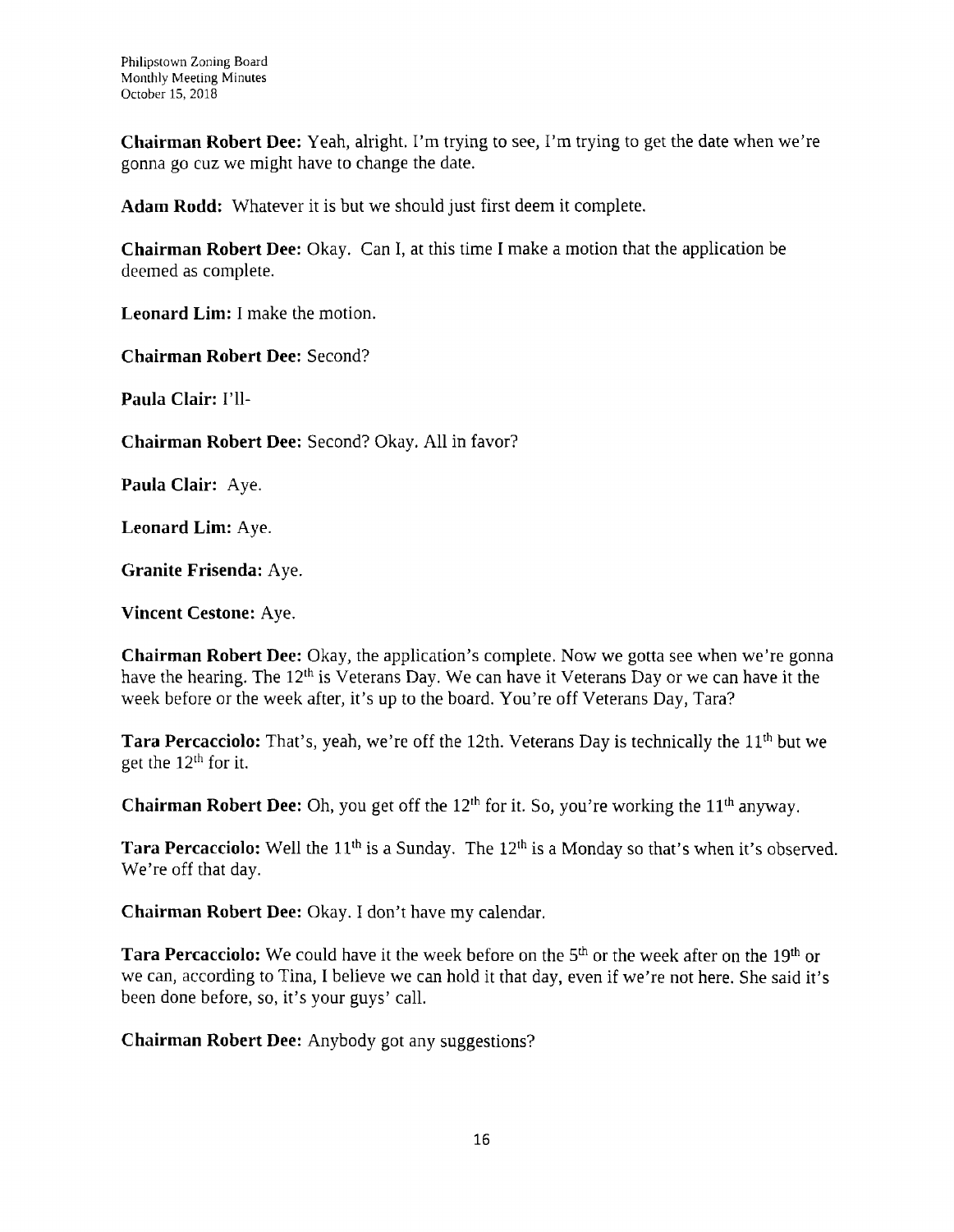**Chairman Robert Dee:** Yeah, alright. I'm trying to see, I'm trying to get the date when we're gonna go cuz we might have to change the date.

**Adam Rodd:** Whatever it is but we should just first deem it complete.

**Chairman Robert Dee:** Okay. Can I, at this time I make a motion that the application be deemed as complete.

**Leonard Lim:** I make the motion.

**Chairman Robert Dee:** Second?

**Paula Clair:** I'll-

**Chairman Robert Dee:** Second? Okay. All in favor?

**Paula Clair:** Aye.

**Leonard Lim:** Aye.

**Granite Frisenda:** Aye.

**Vincent Cestone:** Aye.

**Chairman Robert Dee:** Okay, the application's complete. Now we gotta see when we're gonna have the hearing. The 12th is Veterans Day. We can have it Veterans Day or we can have it the week before or the week after, it's up to the board. You're off Veterans Day, Tara?

**Tara Percacciolo:** That's, yeah, we're off the 12th. Veterans Day is technically the 11th but we get the 12th for it.

**Chairman Robert Dee:** Oh, you get off the 12th for it. So, you're working the 11th anyway.

**Tara Percacciolo:** Well the 11th is a Sunday. The 12th is a Monday so that's when it's observed. We're off that day.

**Chairman Robert Dee:** Okay. I don't have my calendar.

**Tara Percacciolo:** We could have it the week before on the 5th or the week after on the 19th or we can, according to Tina, I believe we can hold it that day, even if we're not here. She said it's been done before, so, it's your guys' call.

**Chairman Robert Dee:** Anybody got any suggestions?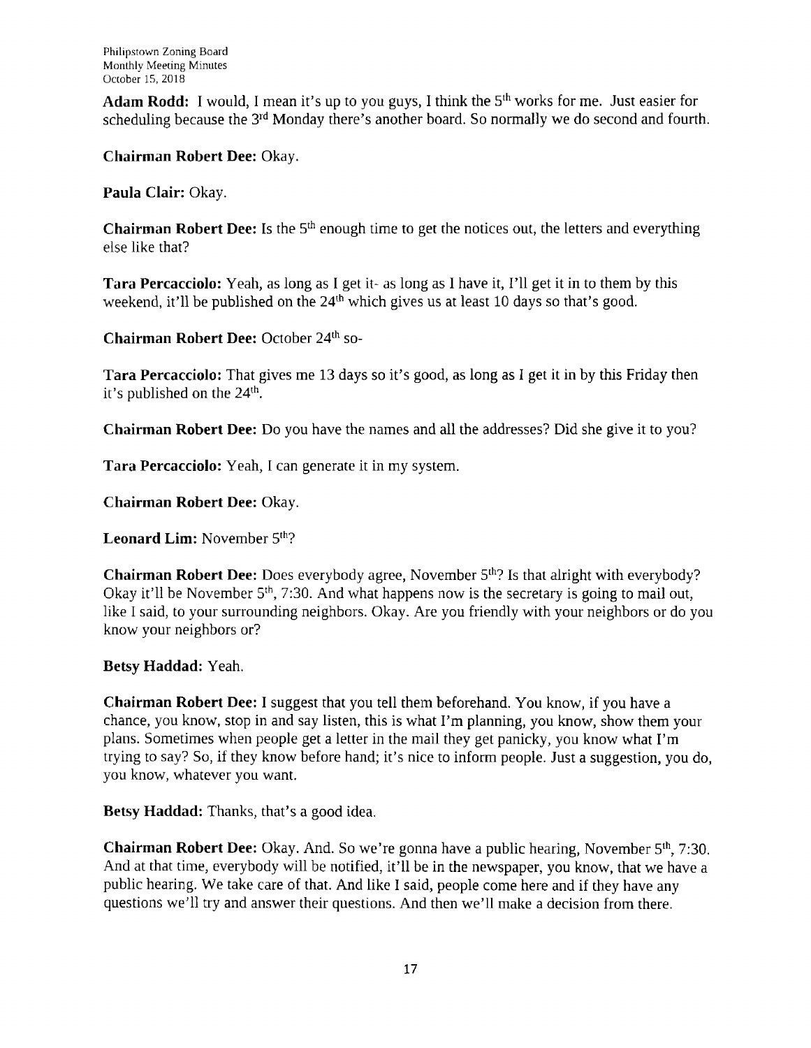**Adam Rodd:** I would, I mean it's up to you guys, I think the 5th works for me. Just easier for scheduling because the 3rd Monday there's another board. So normally we do second and fourth.

**Chairman Robert Dee:** Okay.

**Paula Clair:** Okay.

**Chairman Robert Dee:** Is the 5th enough time to get the notices out, the letters and everything else like that?

**Tara Percacciolo:** Yeah, as long as I get it- as long as I have it, I'll get it in to them by this weekend, it'll be published on the 24th which gives us at least 10 days so that's good.

**Chairman Robert Dee:** October 24th so-

**Tara Percacciolo:** That gives me 13 days so it's good, as long as I get it in by this Friday then it's published on the 24th.

**Chairman Robert Dee:** Do you have the names and all the addresses? Did she give it to you?

**Tara Percacciolo:** Yeah, I can generate it in my system.

**Chairman Robert Dee:** Okay.

**Leonard Lim:** November 5th?

**Chairman Robert Dee:** Does everybody agree, November 5th? Is that alright with everybody? Okay it'll be November 5th, 7:30. And what happens now is the secretary is going to mail out, like I said, to your surrounding neighbors. Okay. Are you friendly with your neighbors or do you know your neighbors or?

**Betsy Haddad:** Yeah.

**Chairman Robert Dee:** I suggest that you tell them beforehand. You know, if you have a chance, you know, stop in and say listen, this is what I'm planning, you know, show them your plans. Sometimes when people get a letter in the mail they get panicky, you know what I'm trying to say? So, if they know before hand; it's nice to inform people. Just a suggestion, you do, you know, whatever you want.

**Betsy Haddad:** Thanks, that's a good idea.

**Chairman Robert Dee:** Okay. And. So we're gonna have a public hearing, November 5th, 7:30. And at that time, everybody will be notified, it'll be in the newspaper, you know, that we have a public hearing. We take care of that. And like I said, people come here and if they have any questions we'll try and answer their questions. And then we'll make a decision from there.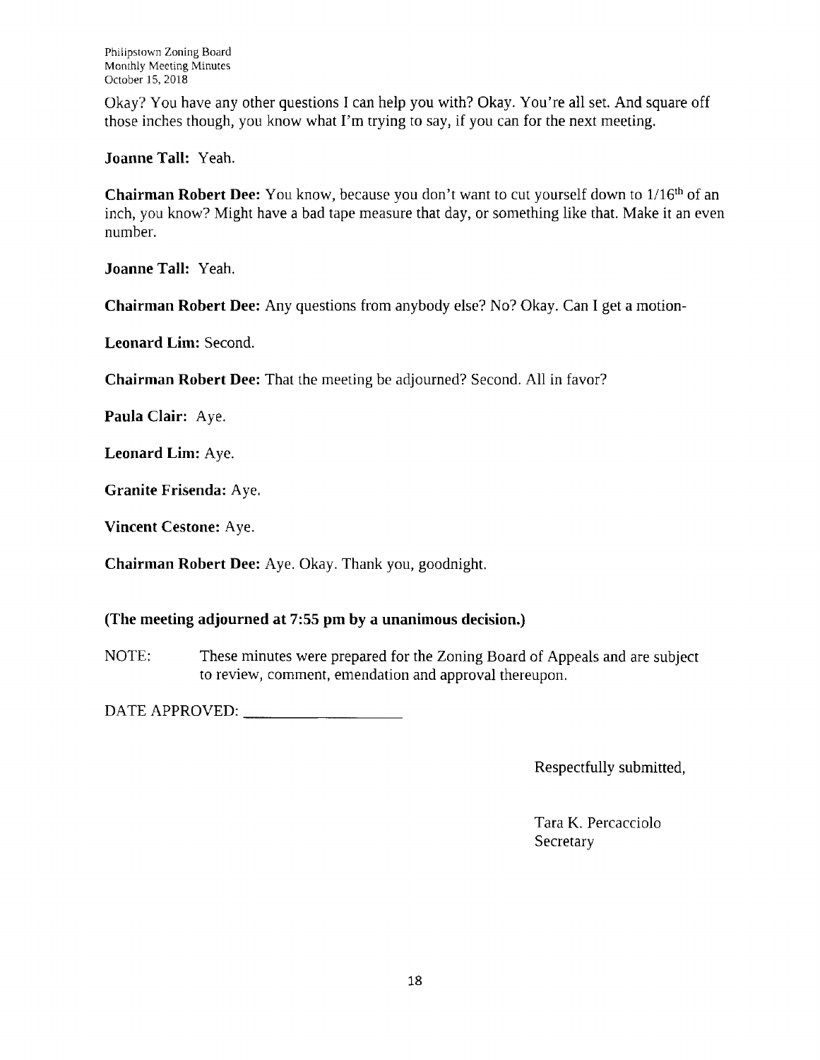Okay? You have any other questions I can help you with? Okay. You're all set. And square off those inches though, you know what I'm trying to say, if you can for the next meeting.

**Joanne Tall:** Yeah.

**Chairman Robert Dee:** You know, because you don't want to cut yourself down to 1/16th of an inch, you know? Might have a bad tape measure that day, or something like that. Make it an even number.

**Joanne Tall:** Yeah.

**Chairman Robert Dee:** Any questions from anybody else? No? Okay. Can I get a motion-

**Leonard Lim:** Second.

**Chairman Robert Dee:** That the meeting be adjourned? Second. All in favor?

**Paula Clair:** Aye.

**Leonard Lim:** Aye.

**Granite Frisenda:** Aye.

**Vincent Cestone:** Aye.

**Chairman Robert Dee:** Aye. Okay. Thank you, goodnight.

**(The meeting adjourned at 7:55 pm by a unanimous decision.)**

NOTE: These minutes were prepared for the Zoning Board of Appeals and are subject to review, comment, emendation and approval thereupon.

DATE APPROVED: ____________________

Respectfully submitted,

Tara K. Percacciolo
Secretary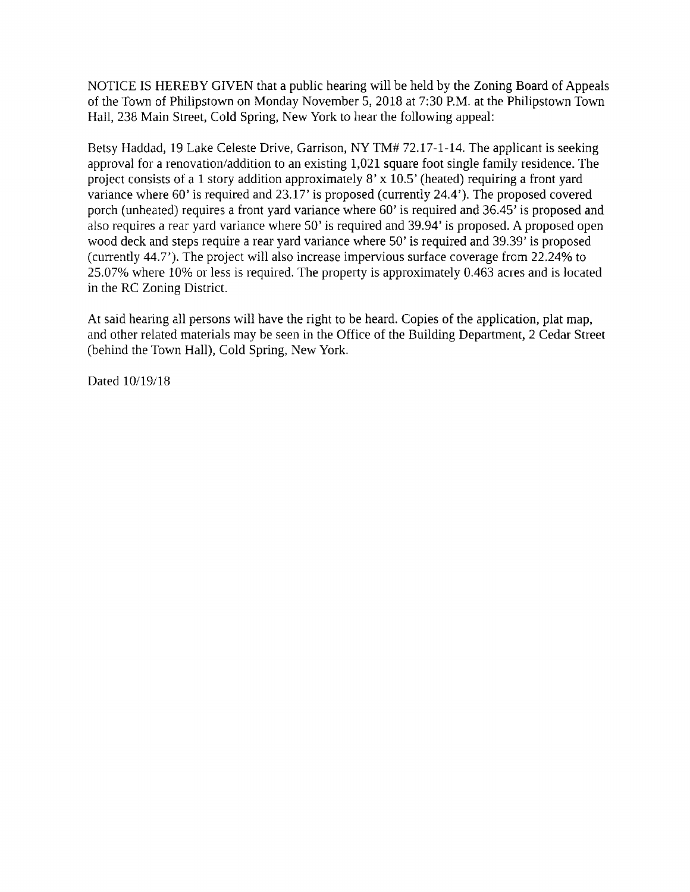NOTICE IS HEREBY GIVEN that a public hearing will be held by the Zoning Board of Appeals of the Town of Philipstown on Monday November 5, 2018 at 7:30 P.M. at the Philipstown Town Hall, 238 Main Street, Cold Spring, New York to hear the following appeal:

Betsy Haddad, 19 Lake Celeste Drive, Garrison, NY TM# 72.17-1-14. The applicant is seeking approval for a renovation/addition to an existing 1,021 square foot single family residence. The project consists of a 1 story addition approximately 8' x 10.5' (heated) requiring a front yard variance where 60' is required and 23.17' is proposed (currently 24.4'). The proposed covered porch (unheated) requires a front yard variance where 60' is required and 36.45' is proposed and also requires a rear yard variance where 50' is required and 39.94' is proposed. A proposed open wood deck and steps require a rear yard variance where 50' is required and 39.39' is proposed (currently 44.7'). The project will also increase impervious surface coverage from 22.24% to 25.07% where 10% or less is required. The property is approximately 0.463 acres and is located in the RC Zoning District.

At said hearing all persons will have the right to be heard. Copies of the application, plat map, and other related materials may be seen in the Office of the Building Department, 2 Cedar Street (behind the Town Hall), Cold Spring, New York.

Dated 10/19/18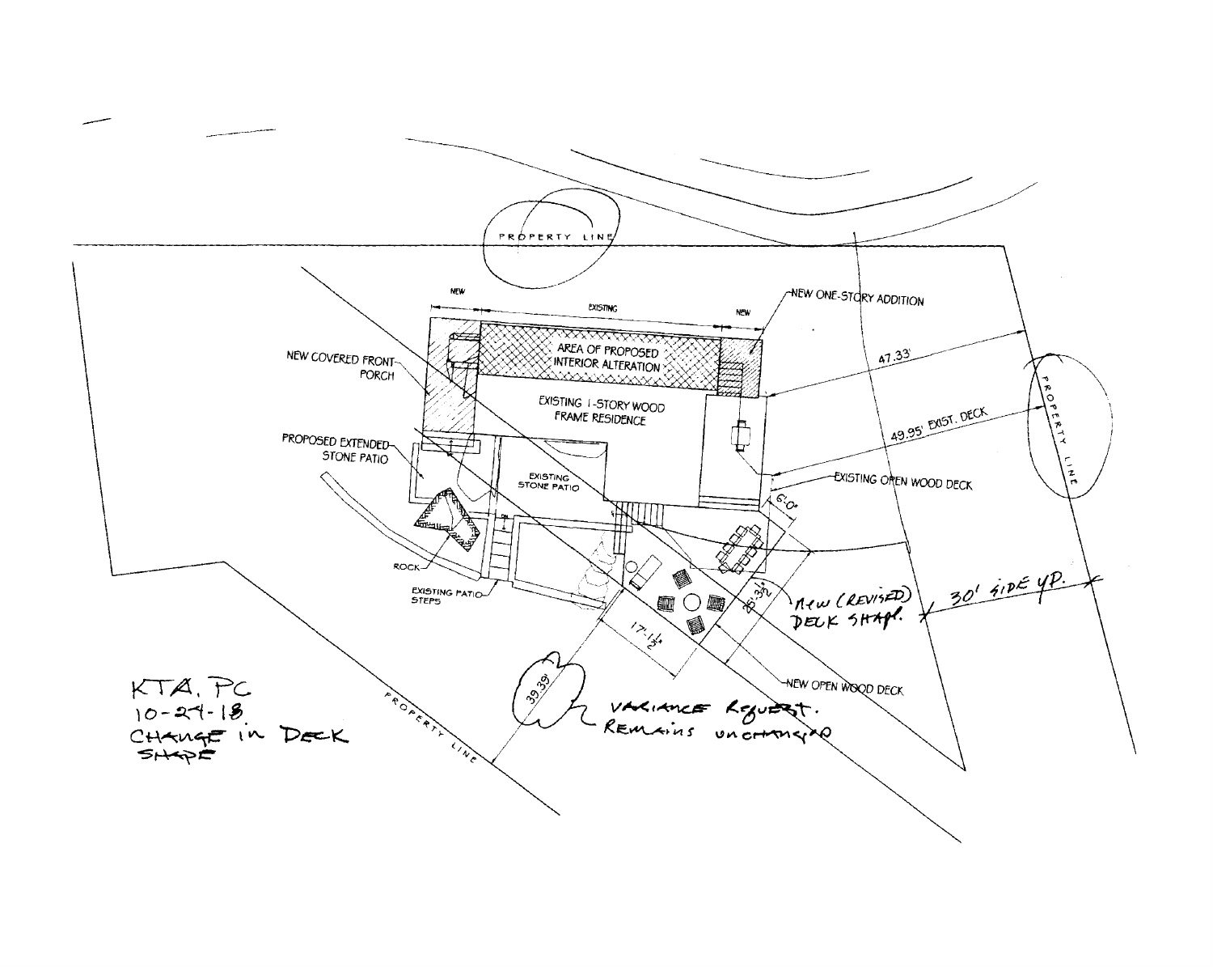PROPERTY LINE

NEW

EXISTING

NEW

NEW ONE-STORY ADDITION

AREA OF PROPOSED INTERIOR ALTERATION

NEW COVERED FRONT-PORCH

EXISTING 1-STORY WOOD FRAME RESIDENCE

47.33'

49.95' EXIST. DECK

PROPERTY LINE

PROPOSED EXTENDED STONE PATIO

EXISTING STONE PATIO

EXISTING OPEN WOOD DECK

6'-0"

ROCK

EXISTING PATIO STEPS

25'-3 1/2"

NEW (REVISED) DECK SHAPE.

30' SIDE YD.

17'-1 1/2"

NEW OPEN WOOD DECK

39.39'

VARIANCE REQUEST. REMAINS UNCHANGED

PROPERTY LINE

KTA, PC
10-24-18.
CHANGE IN DECK SHAPE